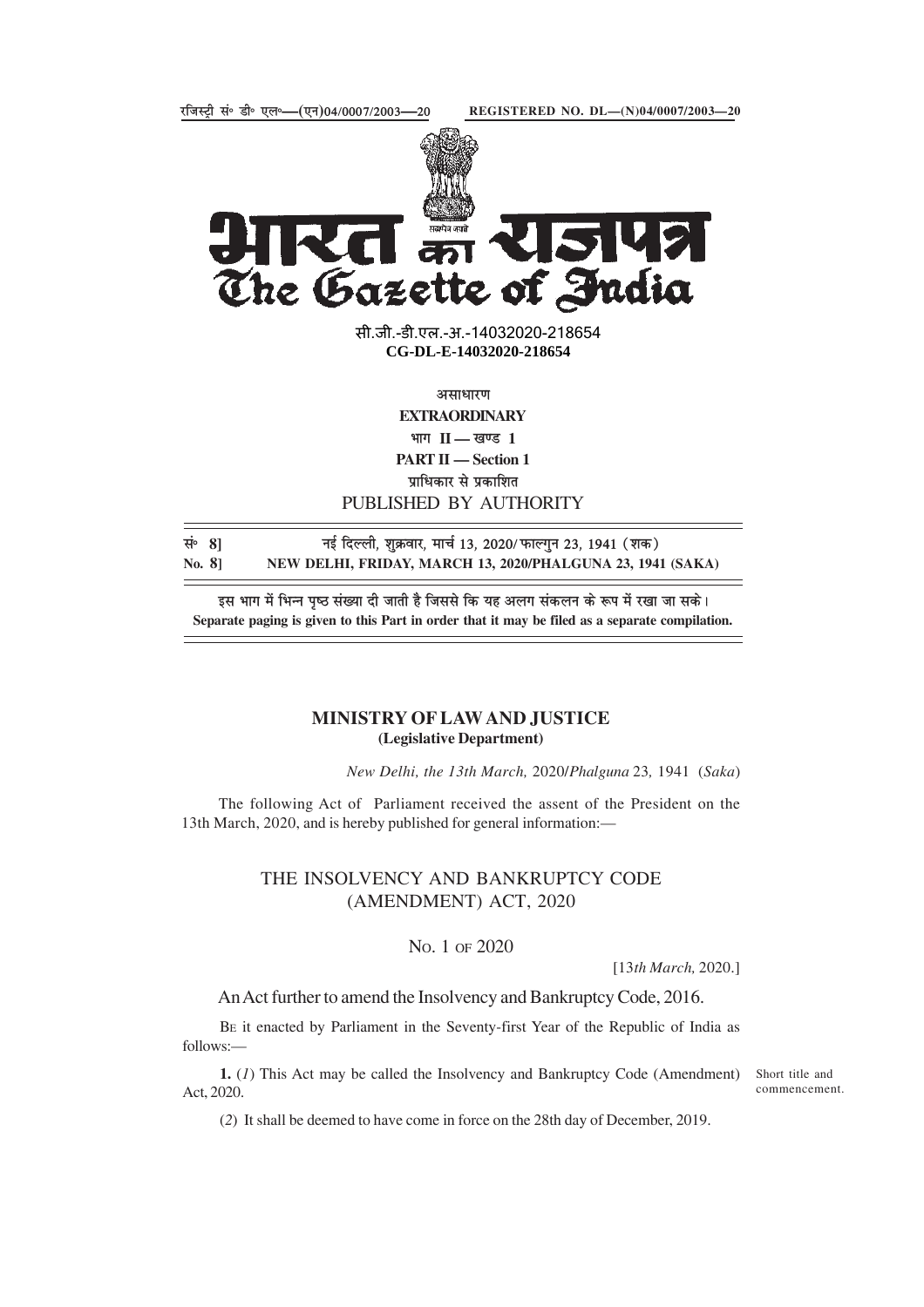रजिस्ट्री सं॰ डी॰ एल॰—(एन)04/0007/2003—20 **REGISTERED NO. DL—(N)04/0007/2003—20**

# भारत का राजपत्र
# The Gazette of India

सी.जी.-डी.एल.-अ.-14032020-218654
**CG-DL-E-14032020-218654**

असाधारण
**EXTRAORDINARY**
भाग II — खण्ड 1
**PART II — Section 1**
प्राधिकार से प्रकाशित
PUBLISHED BY AUTHORITY

सं॰ 8] नई दिल्ली, शुक्रवार, मार्च 13, 2020/ फाल्गुन 23, 1941 (शक)
**No. 8] NEW DELHI, FRIDAY, MARCH 13, 2020/PHALGUNA 23, 1941 (SAKA)**

इस भाग में भिन्न पृष्ठ संख्या दी जाती है जिससे कि यह अलग संकलन के रूप में रखा जा सके।
**Separate paging is given to this Part in order that it may be filed as a separate compilation.**

## MINISTRY OF LAW AND JUSTICE
**(Legislative Department)**

*New Delhi, the 13th March,* 2020/*Phalguna* 23*,* 1941 (*Saka*)

The following Act of Parliament received the assent of the President on the 13th March, 2020, and is hereby published for general information:—

## THE INSOLVENCY AND BANKRUPTCY CODE (AMENDMENT) ACT, 2020

No. 1 of 2020

[13*th March,* 2020.]

An Act further to amend the Insolvency and Bankruptcy Code, 2016.

Be it enacted by Parliament in the Seventy-first Year of the Republic of India as follows:—

Short title and commencement.

**1.** (*1*) This Act may be called the Insolvency and Bankruptcy Code (Amendment) Act, 2020.

(*2*) It shall be deemed to have come in force on the 28th day of December, 2019.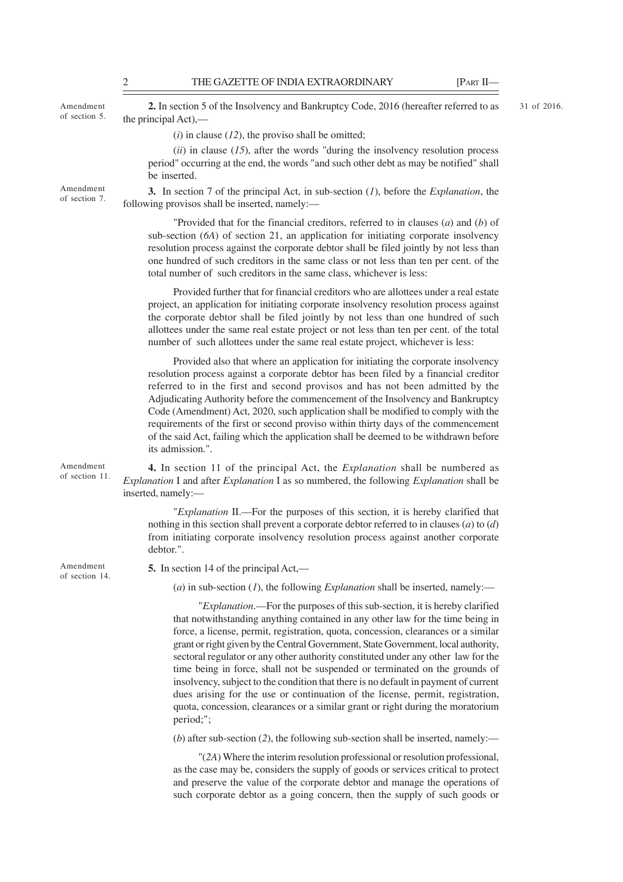Amendment of section 5.

**2.** In section 5 of the Insolvency and Bankruptcy Code, 2016 (hereafter referred to as the principal Act),— 31 of 2016.

(*i*) in clause (*12*), the proviso shall be omitted;

(*ii*) in clause (*15*), after the words "during the insolvency resolution process period" occurring at the end, the words "and such other debt as may be notified" shall be inserted.

Amendment of section 7.

**3.** In section 7 of the principal Act, in sub-section (*1*), before the *Explanation*, the following provisos shall be inserted, namely:—

"Provided that for the financial creditors, referred to in clauses (*a*) and (*b*) of sub-section (*6A*) of section 21, an application for initiating corporate insolvency resolution process against the corporate debtor shall be filed jointly by not less than one hundred of such creditors in the same class or not less than ten per cent. of the total number of such creditors in the same class, whichever is less:

Provided further that for financial creditors who are allottees under a real estate project, an application for initiating corporate insolvency resolution process against the corporate debtor shall be filed jointly by not less than one hundred of such allottees under the same real estate project or not less than ten per cent. of the total number of such allottees under the same real estate project, whichever is less:

Provided also that where an application for initiating the corporate insolvency resolution process against a corporate debtor has been filed by a financial creditor referred to in the first and second provisos and has not been admitted by the Adjudicating Authority before the commencement of the Insolvency and Bankruptcy Code (Amendment) Act, 2020, such application shall be modified to comply with the requirements of the first or second proviso within thirty days of the commencement of the said Act, failing which the application shall be deemed to be withdrawn before its admission.".

Amendment of section 11.

**4.** In section 11 of the principal Act, the *Explanation* shall be numbered as *Explanation* I and after *Explanation* I as so numbered, the following *Explanation* shall be inserted, namely:—

"*Explanation* II.—For the purposes of this section, it is hereby clarified that nothing in this section shall prevent a corporate debtor referred to in clauses (*a*) to (*d*) from initiating corporate insolvency resolution process against another corporate debtor.".

Amendment of section 14.

**5.** In section 14 of the principal Act,—

(*a*) in sub-section (*1*), the following *Explanation* shall be inserted, namely:—

"*Explanation*.—For the purposes of this sub-section, it is hereby clarified that notwithstanding anything contained in any other law for the time being in force, a license, permit, registration, quota, concession, clearances or a similar grant or right given by the Central Government, State Government, local authority, sectoral regulator or any other authority constituted under any other law for the time being in force, shall not be suspended or terminated on the grounds of insolvency, subject to the condition that there is no default in payment of current dues arising for the use or continuation of the license, permit, registration, quota, concession, clearances or a similar grant or right during the moratorium period;";

(*b*) after sub-section (*2*), the following sub-section shall be inserted, namely:—

"(*2A*) Where the interim resolution professional or resolution professional, as the case may be, considers the supply of goods or services critical to protect and preserve the value of the corporate debtor and manage the operations of such corporate debtor as a going concern, then the supply of such goods or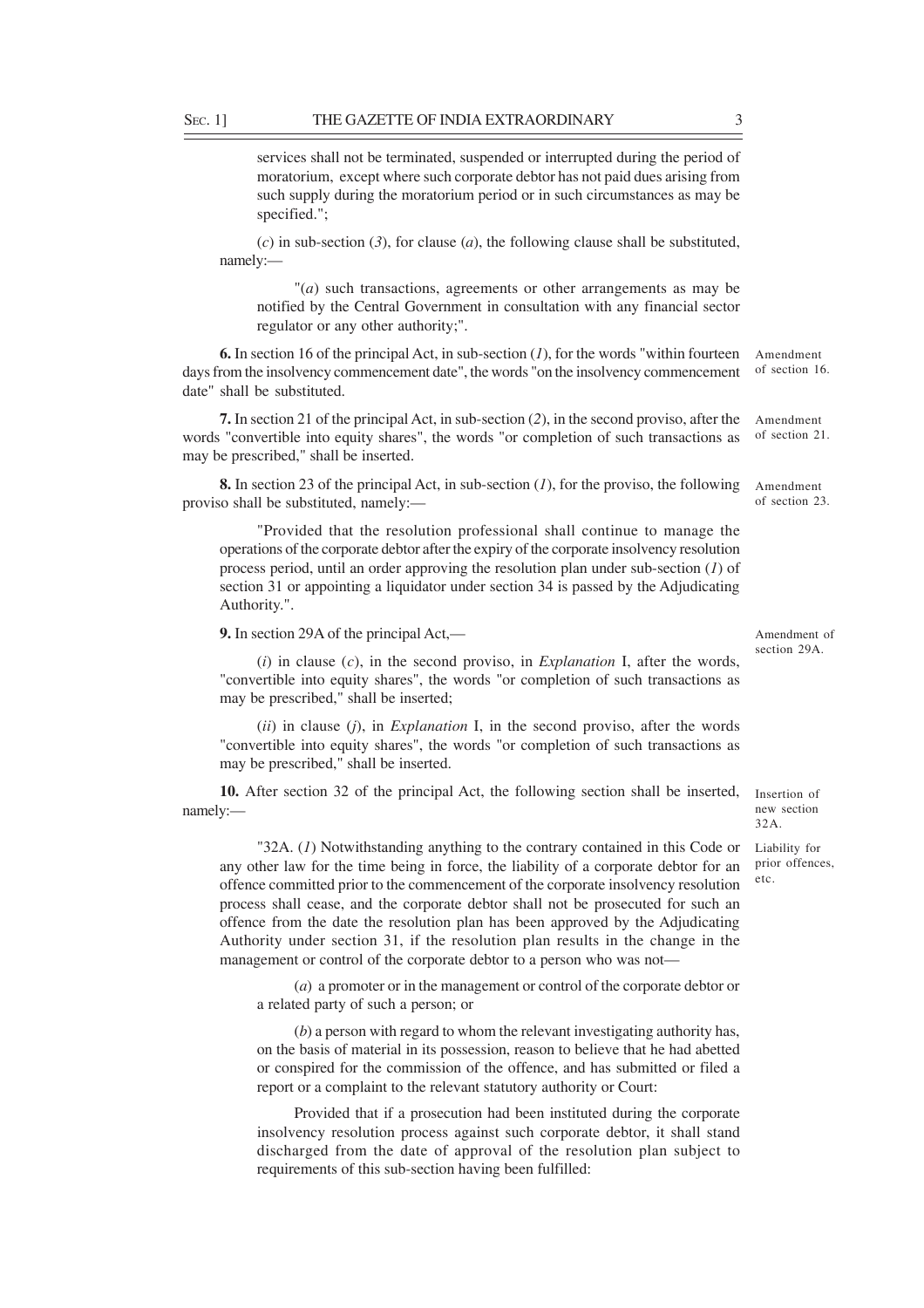services shall not be terminated, suspended or interrupted during the period of moratorium, except where such corporate debtor has not paid dues arising from such supply during the moratorium period or in such circumstances as may be specified.";

(*c*) in sub-section (*3*), for clause (*a*), the following clause shall be substituted, namely:—

"(*a*) such transactions, agreements or other arrangements as may be notified by the Central Government in consultation with any financial sector regulator or any other authority;".

Amendment of section 16.

**6.** In section 16 of the principal Act, in sub-section (*1*), for the words "within fourteen days from the insolvency commencement date", the words "on the insolvency commencement date" shall be substituted.

Amendment of section 21.

**7.** In section 21 of the principal Act, in sub-section (*2*), in the second proviso, after the words "convertible into equity shares", the words "or completion of such transactions as may be prescribed," shall be inserted.

Amendment of section 23.

**8.** In section 23 of the principal Act, in sub-section (*1*), for the proviso, the following proviso shall be substituted, namely:—

"Provided that the resolution professional shall continue to manage the operations of the corporate debtor after the expiry of the corporate insolvency resolution process period, until an order approving the resolution plan under sub-section (*1*) of section 31 or appointing a liquidator under section 34 is passed by the Adjudicating Authority.".

Amendment of section 29A.

**9.** In section 29A of the principal Act,—

(*i*) in clause (*c*), in the second proviso, in *Explanation* I, after the words, "convertible into equity shares", the words "or completion of such transactions as may be prescribed," shall be inserted;

(*ii*) in clause (*j*), in *Explanation* I, in the second proviso, after the words "convertible into equity shares", the words "or completion of such transactions as may be prescribed," shall be inserted.

Insertion of new section 32A.

**10.** After section 32 of the principal Act, the following section shall be inserted, namely:—

Liability for prior offences, etc.

"32A. (*1*) Notwithstanding anything to the contrary contained in this Code or any other law for the time being in force, the liability of a corporate debtor for an offence committed prior to the commencement of the corporate insolvency resolution process shall cease, and the corporate debtor shall not be prosecuted for such an offence from the date the resolution plan has been approved by the Adjudicating Authority under section 31, if the resolution plan results in the change in the management or control of the corporate debtor to a person who was not—

(*a*) a promoter or in the management or control of the corporate debtor or a related party of such a person; or

(*b*) a person with regard to whom the relevant investigating authority has, on the basis of material in its possession, reason to believe that he had abetted or conspired for the commission of the offence, and has submitted or filed a report or a complaint to the relevant statutory authority or Court:

Provided that if a prosecution had been instituted during the corporate insolvency resolution process against such corporate debtor, it shall stand discharged from the date of approval of the resolution plan subject to requirements of this sub-section having been fulfilled: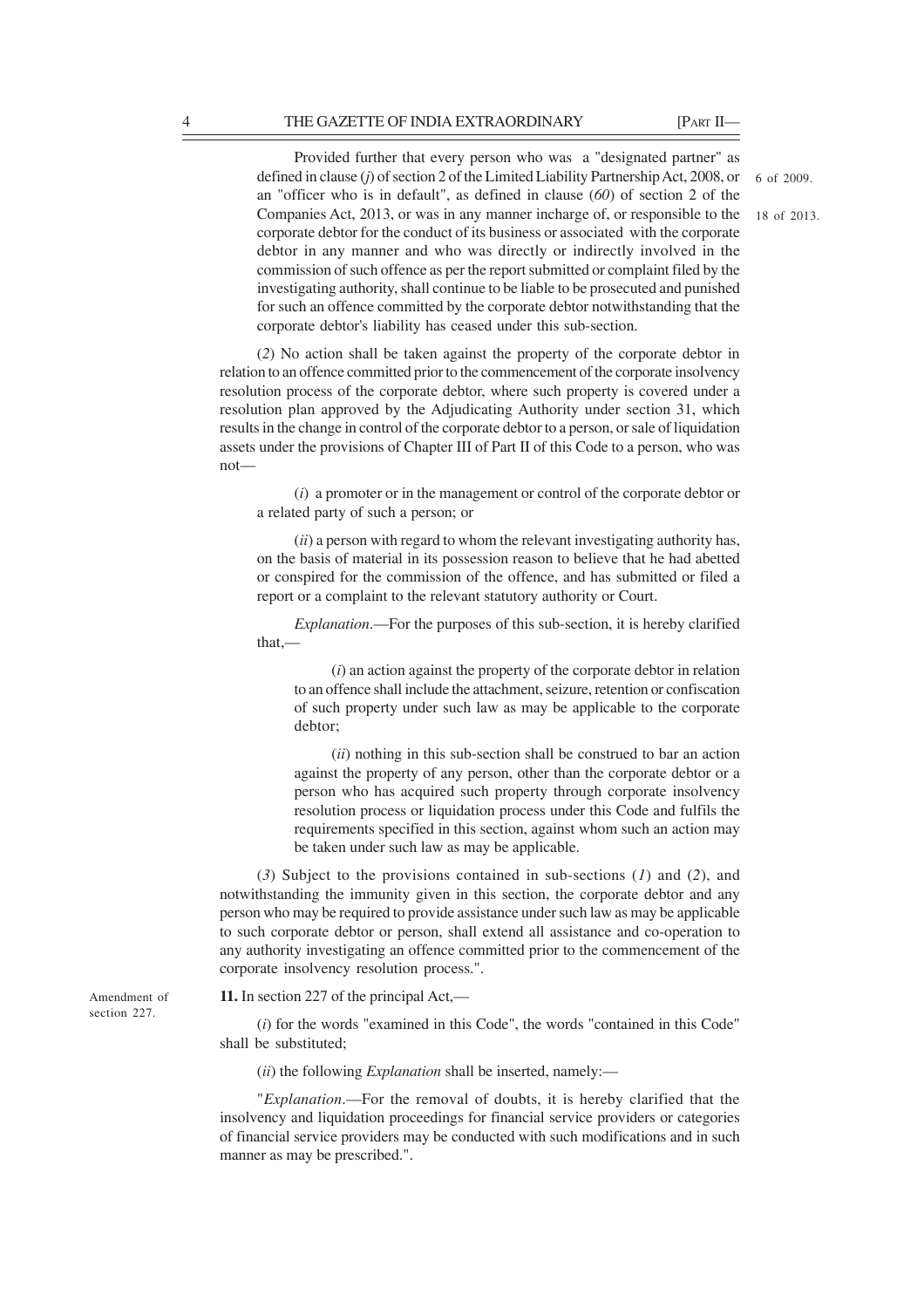Provided further that every person who was a "designated partner" as defined in clause (*j*) of section 2 of the Limited Liability Partnership Act, 2008, or an "officer who is in default", as defined in clause (*60*) of section 2 of the Companies Act, 2013, or was in any manner incharge of, or responsible to the corporate debtor for the conduct of its business or associated with the corporate debtor in any manner and who was directly or indirectly involved in the commission of such offence as per the report submitted or complaint filed by the investigating authority, shall continue to be liable to be prosecuted and punished for such an offence committed by the corporate debtor notwithstanding that the corporate debtor's liability has ceased under this sub-section.

6 of 2009.

18 of 2013.

(*2*) No action shall be taken against the property of the corporate debtor in relation to an offence committed prior to the commencement of the corporate insolvency resolution process of the corporate debtor, where such property is covered under a resolution plan approved by the Adjudicating Authority under section 31, which results in the change in control of the corporate debtor to a person, or sale of liquidation assets under the provisions of Chapter III of Part II of this Code to a person, who was not—

(*i*) a promoter or in the management or control of the corporate debtor or a related party of such a person; or

(*ii*) a person with regard to whom the relevant investigating authority has, on the basis of material in its possession reason to believe that he had abetted or conspired for the commission of the offence, and has submitted or filed a report or a complaint to the relevant statutory authority or Court.

*Explanation*.—For the purposes of this sub-section, it is hereby clarified that,—

(*i*) an action against the property of the corporate debtor in relation to an offence shall include the attachment, seizure, retention or confiscation of such property under such law as may be applicable to the corporate debtor;

(*ii*) nothing in this sub-section shall be construed to bar an action against the property of any person, other than the corporate debtor or a person who has acquired such property through corporate insolvency resolution process or liquidation process under this Code and fulfils the requirements specified in this section, against whom such an action may be taken under such law as may be applicable.

(*3*) Subject to the provisions contained in sub-sections (*1*) and (*2*), and notwithstanding the immunity given in this section, the corporate debtor and any person who may be required to provide assistance under such law as may be applicable to such corporate debtor or person, shall extend all assistance and co-operation to any authority investigating an offence committed prior to the commencement of the corporate insolvency resolution process.".

Amendment of section 227.

**11.** In section 227 of the principal Act,—

(*i*) for the words "examined in this Code", the words "contained in this Code" shall be substituted;

(*ii*) the following *Explanation* shall be inserted, namely:—

"*Explanation*.—For the removal of doubts, it is hereby clarified that the insolvency and liquidation proceedings for financial service providers or categories of financial service providers may be conducted with such modifications and in such manner as may be prescribed.".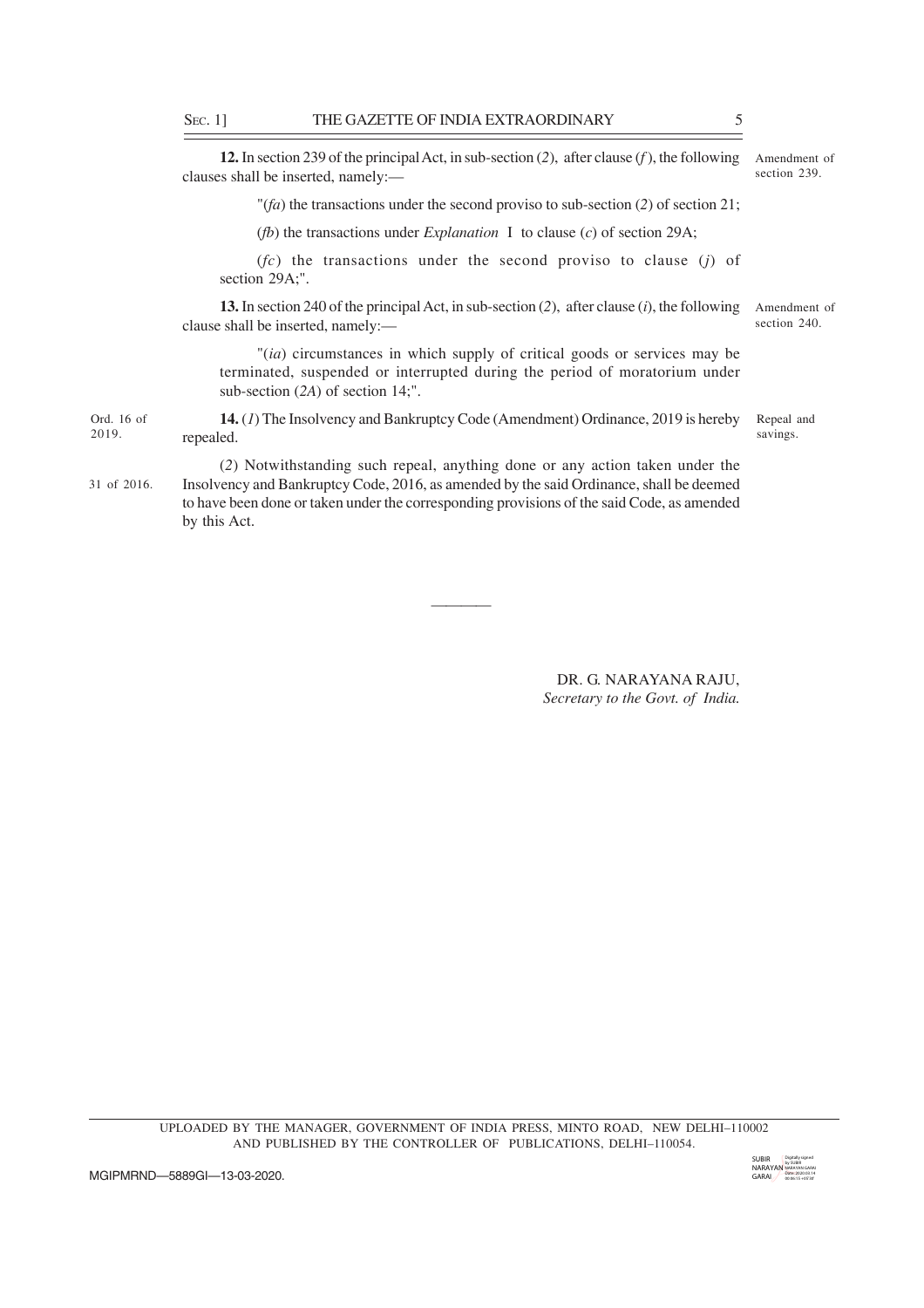**12.** In section 239 of the principal Act, in sub-section (*2*), after clause (*f*), the following clauses shall be inserted, namely:— Amendment of section 239.

"(*fa*) the transactions under the second proviso to sub-section (*2*) of section 21;

(*fb*) the transactions under *Explanation* I to clause (*c*) of section 29A;

(*fc*) the transactions under the second proviso to clause (*j*) of section 29A;".

**13.** In section 240 of the principal Act, in sub-section (*2*), after clause (*i*), the following clause shall be inserted, namely:— Amendment of section 240.

"(*ia*) circumstances in which supply of critical goods or services may be terminated, suspended or interrupted during the period of moratorium under sub-section (*2A*) of section 14;".

Ord. 16 of 2019.

**14.** (*1*) The Insolvency and Bankruptcy Code (Amendment) Ordinance, 2019 is hereby repealed. Repeal and savings.

31 of 2016.

(*2*) Notwithstanding such repeal, anything done or any action taken under the Insolvency and Bankruptcy Code, 2016, as amended by the said Ordinance, shall be deemed to have been done or taken under the corresponding provisions of the said Code, as amended by this Act.

————

DR. G. NARAYANA RAJU,
*Secretary to the Govt. of India.*

UPLOADED BY THE MANAGER, GOVERNMENT OF INDIA PRESS, MINTO ROAD, NEW DELHI–110002
AND PUBLISHED BY THE CONTROLLER OF PUBLICATIONS, DELHI–110054.

MGIPMRND—5889GI—13-03-2020.